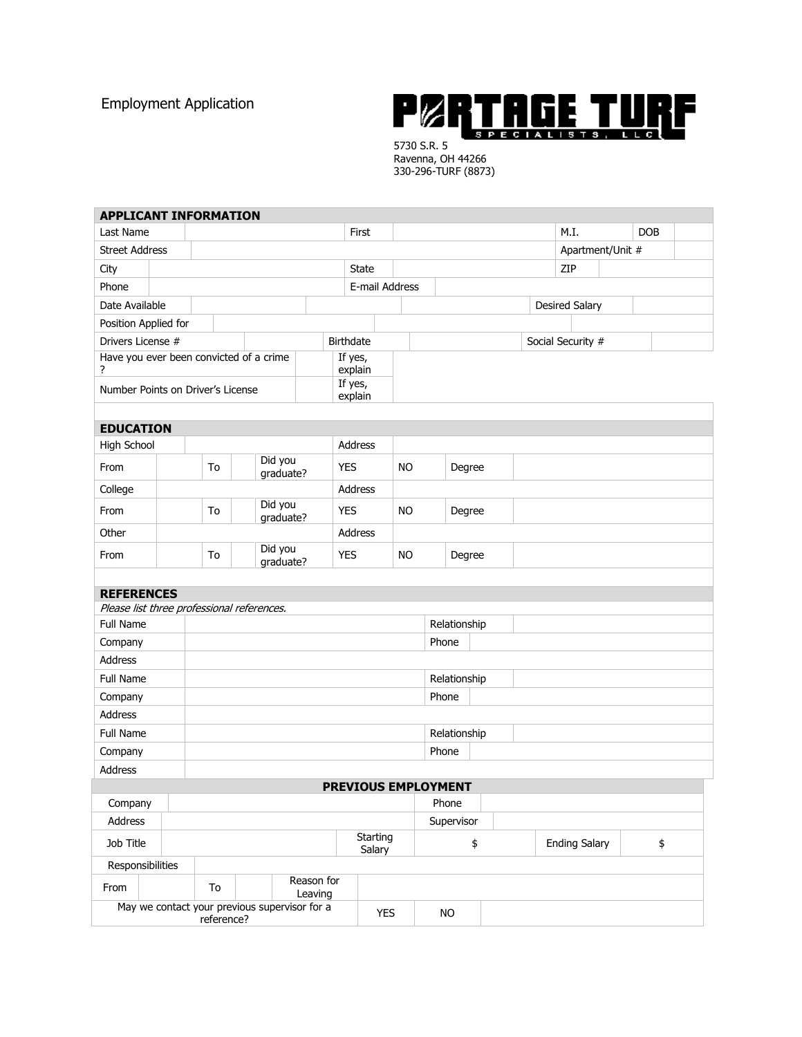Employment Application

**PORTAGE TURF SPECIALISTS, LLC**

5730 S.R. 5
Ravenna, OH 44266
330-296-TURF (8873)

## APPLICANT INFORMATION

| Last Name | | First | | M.I. | | DOB | |
|---|---|---|---|---|---|---|---|
| Street Address | | | | Apartment/Unit # | | | |
| City | | State | | ZIP | | | |
| Phone | | E-mail Address | | | | | |
| Date Available | | | | Desired Salary | | | |
| Position Applied for | | | | | | | |
| Drivers License # | | Birthdate | | Social Security # | | | |
| Have you ever been convicted of a crime ? | | If yes, explain | | | | | |
| Number Points on Driver's License | | If yes, explain | | | | | |

## EDUCATION

| High School | | | | | Address | | | |
|---|---|---|---|---|---|---|---|---|
| From | | To | | Did you graduate? | YES | NO | Degree | |
| College | | | | | Address | | | |
| From | | To | | Did you graduate? | YES | NO | Degree | |
| Other | | | | | Address | | | |
| From | | To | | Did you graduate? | YES | NO | Degree | |

## REFERENCES

*Please list three professional references.*

| Full Name | | Relationship | |
|---|---|---|---|
| Company | | Phone | |
| Address | | | |
| Full Name | | Relationship | |
| Company | | Phone | |
| Address | | | |
| Full Name | | Relationship | |
| Company | | Phone | |
| Address | | | |

## PREVIOUS EMPLOYMENT

| Company | | | | | Phone | | | |
|---|---|---|---|---|---|---|---|---|
| Address | | | | | Supervisor | | | |
| Job Title | | | | Starting Salary | $ | | Ending Salary | $ |
| Responsibilities | | | | | | | | |
| From | | To | | Reason for Leaving | | | | |
| May we contact your previous supervisor for a reference? | | | | YES | NO | | | |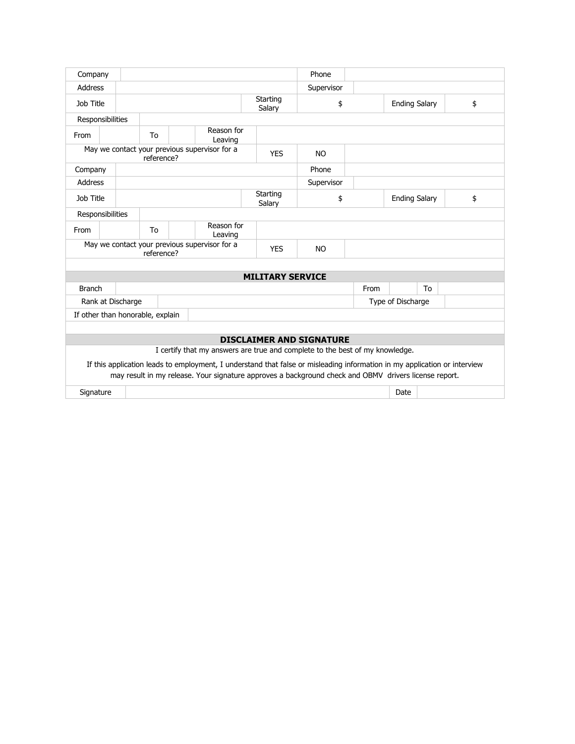| | | | | | | | | |
|---|---|---|---|---|---|---|---|---|
| Company | | | | | Phone | | | |
| Address | | | | | Supervisor | | | |
| Job Title | | | | Starting Salary | $ | | Ending Salary | $ |
| Responsibilities | | | | | | | | |
| From | | To | | Reason for Leaving | | | | |
| May we contact your previous supervisor for a reference? | | | | YES | NO | | | |
| Company | | | | | Phone | | | |
| Address | | | | | Supervisor | | | |
| Job Title | | | | Starting Salary | $ | | Ending Salary | $ |
| Responsibilities | | | | | | | | |
| From | | To | | Reason for Leaving | | | | |
| May we contact your previous supervisor for a reference? | | | | YES | NO | | | |

## MILITARY SERVICE

| | | | | | |
|---|---|---|---|---|---|
| Branch | | From | | To | |
| Rank at Discharge | | Type of Discharge | | | |
| If other than honorable, explain | | | | | |

## DISCLAIMER AND SIGNATURE

I certify that my answers are true and complete to the best of my knowledge.

If this application leads to employment, I understand that false or misleading information in my application or interview may result in my release. Your signature approves a background check and OBMV drivers license report.

| | | | |
|---|---|---|---|
| Signature | | Date | |